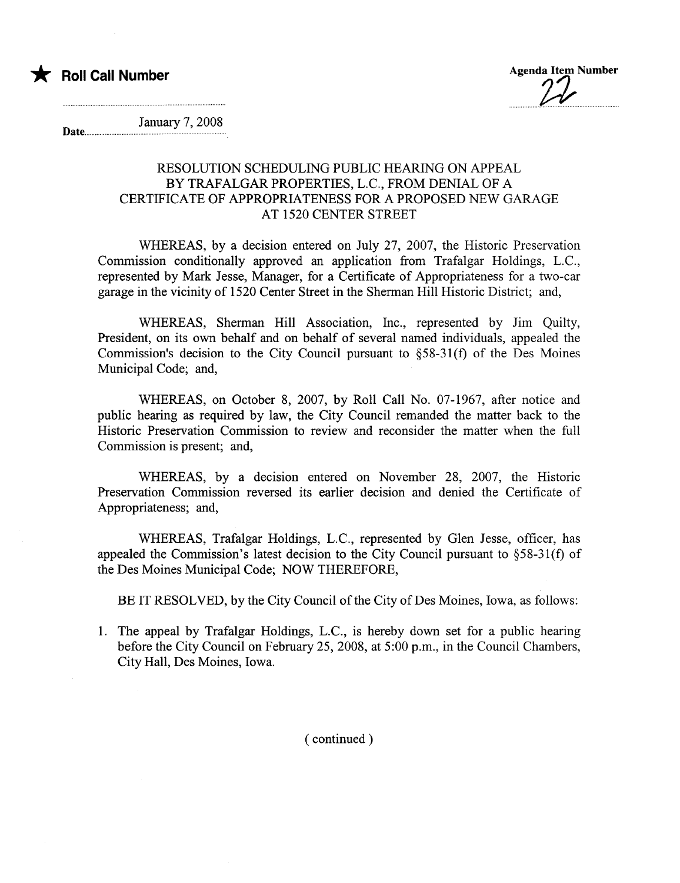★ **Roll Call Number**

Agenda Item Number
22

Date January 7, 2008

## RESOLUTION SCHEDULING PUBLIC HEARING ON APPEAL BY TRAFALGAR PROPERTIES, L.C., FROM DENIAL OF A CERTIFICATE OF APPROPRIATENESS FOR A PROPOSED NEW GARAGE AT 1520 CENTER STREET

WHEREAS, by a decision entered on July 27, 2007, the Historic Preservation Commission conditionally approved an application from Trafalgar Holdings, L.C., represented by Mark Jesse, Manager, for a Certificate of Appropriateness for a two-car garage in the vicinity of 1520 Center Street in the Sherman Hill Historic District; and,

WHEREAS, Sherman Hill Association, Inc., represented by Jim Quilty, President, on its own behalf and on behalf of several named individuals, appealed the Commission's decision to the City Council pursuant to §58-31(f) of the Des Moines Municipal Code; and,

WHEREAS, on October 8, 2007, by Roll Call No. 07-1967, after notice and public hearing as required by law, the City Council remanded the matter back to the Historic Preservation Commission to review and reconsider the matter when the full Commission is present; and,

WHEREAS, by a decision entered on November 28, 2007, the Historic Preservation Commission reversed its earlier decision and denied the Certificate of Appropriateness; and,

WHEREAS, Trafalgar Holdings, L.C., represented by Glen Jesse, officer, has appealed the Commission's latest decision to the City Council pursuant to §58-31(f) of the Des Moines Municipal Code; NOW THEREFORE,

BE IT RESOLVED, by the City Council of the City of Des Moines, Iowa, as follows:

1. The appeal by Trafalgar Holdings, L.C., is hereby down set for a public hearing before the City Council on February 25, 2008, at 5:00 p.m., in the Council Chambers, City Hall, Des Moines, Iowa.

( continued )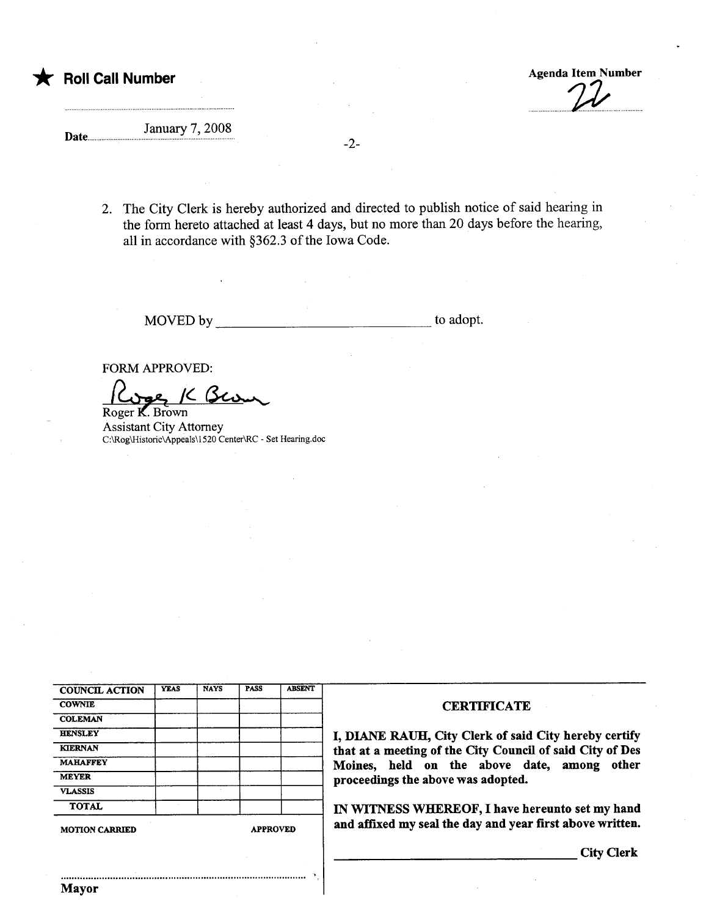★ **Roll Call Number**

**Agenda Item Number**

22

Date January 7, 2008

2. The City Clerk is hereby authorized and directed to publish notice of said hearing in the form hereto attached at least 4 days, but no more than 20 days before the hearing, all in accordance with §362.3 of the Iowa Code.

MOVED by ______________________________ to adopt.

FORM APPROVED:

Roger K Brown

Roger K. Brown
Assistant City Attorney
C:\Rog\Historic\Appeals\1520 Center\RC - Set Hearing.doc

| COUNCIL ACTION | YEAS | NAYS | PASS | ABSENT |
|---|---|---|---|---|
| COWNIE | | | | |
| COLEMAN | | | | |
| HENSLEY | | | | |
| KIERNAN | | | | |
| MAHAFFEY | | | | |
| MEYER | | | | |
| VLASSIS | | | | |
| TOTAL | | | | |

MOTION CARRIED APPROVED

..........................................................................................

**Mayor**

**CERTIFICATE**

**I, DIANE RAUH, City Clerk of said City hereby certify that at a meeting of the City Council of said City of Des Moines, held on the above date, among other proceedings the above was adopted.**

**IN WITNESS WHEREOF, I have hereunto set my hand and affixed my seal the day and year first above written.**

______________________________ **City Clerk**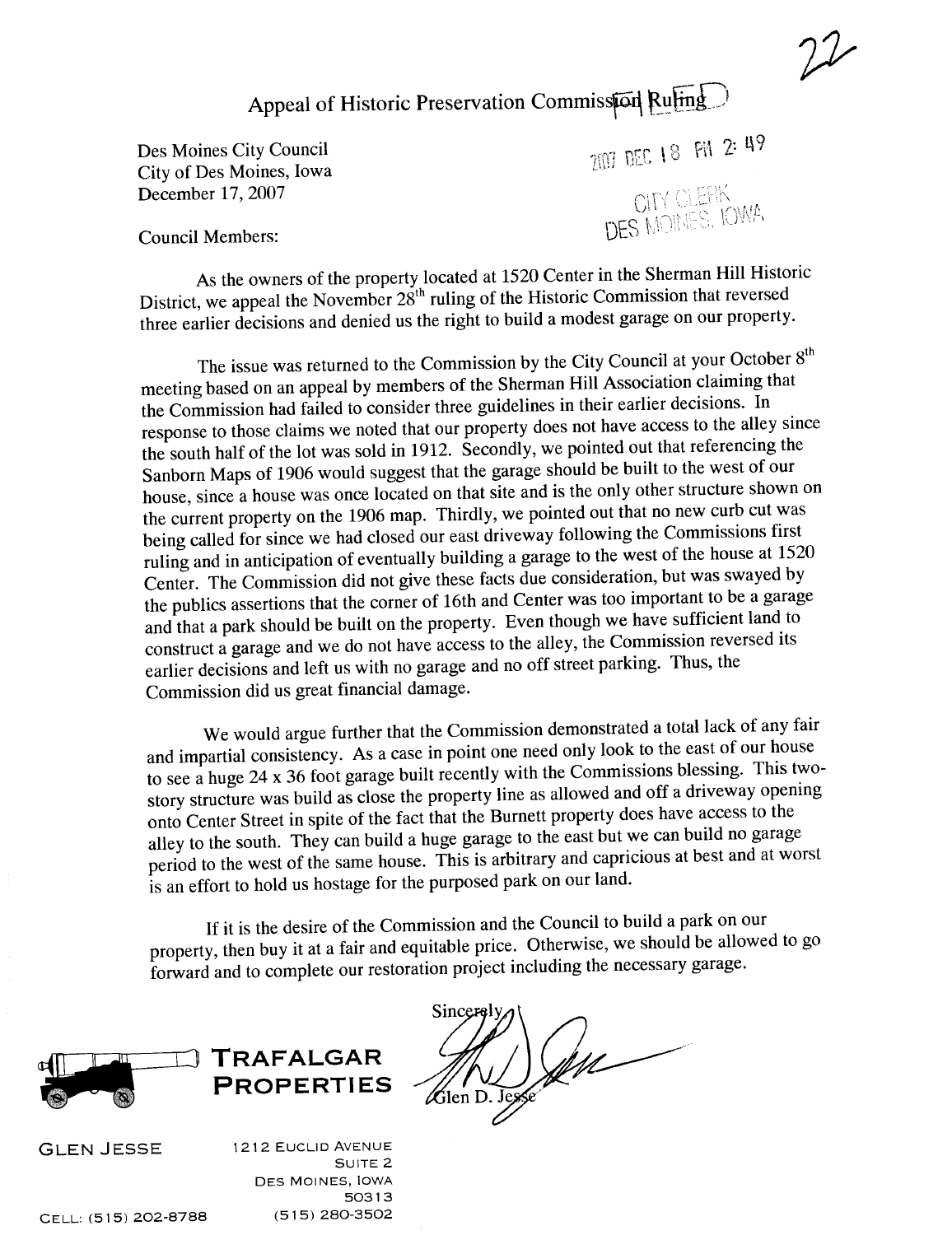22

# Appeal of Historic Preservation Commission Ruling

Des Moines City Council
City of Des Moines, Iowa
December 17, 2007

2007 DEC 18 PM 2:49
CITY CLERK
DES MOINES, IOWA

Council Members:

As the owners of the property located at 1520 Center in the Sherman Hill Historic District, we appeal the November 28th ruling of the Historic Commission that reversed three earlier decisions and denied us the right to build a modest garage on our property.

The issue was returned to the Commission by the City Council at your October 8th meeting based on an appeal by members of the Sherman Hill Association claiming that the Commission had failed to consider three guidelines in their earlier decisions. In response to those claims we noted that our property does not have access to the alley since the south half of the lot was sold in 1912. Secondly, we pointed out that referencing the Sanborn Maps of 1906 would suggest that the garage should be built to the west of our house, since a house was once located on that site and is the only other structure shown on the current property on the 1906 map. Thirdly, we pointed out that no new curb cut was being called for since we had closed our east driveway following the Commissions first ruling and in anticipation of eventually building a garage to the west of the house at 1520 Center. The Commission did not give these facts due consideration, but was swayed by the publics assertions that the corner of 16th and Center was too important to be a garage and that a park should be built on the property. Even though we have sufficient land to construct a garage and we do not have access to the alley, the Commission reversed its earlier decisions and left us with no garage and no off street parking. Thus, the Commission did us great financial damage.

We would argue further that the Commission demonstrated a total lack of any fair and impartial consistency. As a case in point one need only look to the east of our house to see a huge 24 x 36 foot garage built recently with the Commissions blessing. This two-story structure was build as close the property line as allowed and off a driveway opening onto Center Street in spite of the fact that the Burnett property does have access to the alley to the south. They can build a huge garage to the east but we can build no garage period to the west of the same house. This is arbitrary and capricious at best and at worst is an effort to hold us hostage for the purposed park on our land.

If it is the desire of the Commission and the Council to build a park on our property, then buy it at a fair and equitable price. Otherwise, we should be allowed to go forward and to complete our restoration project including the necessary garage.

Sincerely,

Glen D. Jesse

**TRAFALGAR PROPERTIES**

GLEN JESSE
1212 EUCLID AVENUE
SUITE 2
DES MOINES, IOWA
50313
CELL: (515) 202-8788
(515) 280-3502